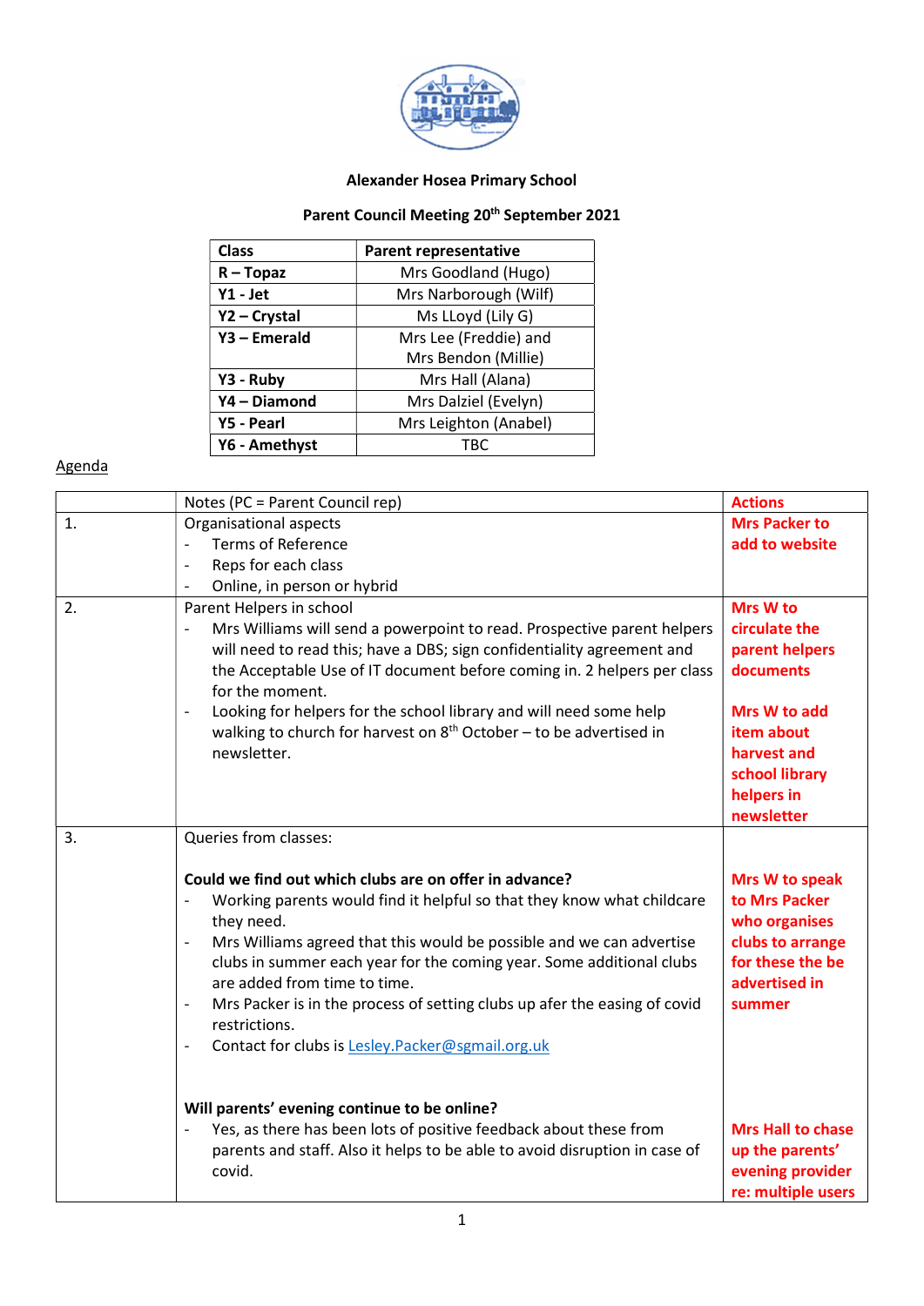**Alexander Hosea Primary School**

**Parent Council Meeting 20th September 2021**

| Class | Parent representative |
|---|---|
| **R – Topaz** | Mrs Goodland (Hugo) |
| **Y1 - Jet** | Mrs Narborough (Wilf) |
| **Y2 – Crystal** | Ms LLoyd (Lily G) |
| **Y3 – Emerald** | Mrs Lee (Freddie) and Mrs Bendon (Millie) |
| **Y3 - Ruby** | Mrs Hall (Alana) |
| **Y4 – Diamond** | Mrs Dalziel (Evelyn) |
| **Y5 - Pearl** | Mrs Leighton (Anabel) |
| **Y6 - Amethyst** | TBC |

Agenda

| | Notes (PC = Parent Council rep) | **Actions** |
|---|---|---|
| 1. | Organisational aspects<br>- Terms of Reference<br>- Reps for each class<br>- Online, in person or hybrid | **Mrs Packer to add to website** |
| 2. | Parent Helpers in school<br>- Mrs Williams will send a powerpoint to read. Prospective parent helpers will need to read this; have a DBS; sign confidentiality agreement and the Acceptable Use of IT document before coming in. 2 helpers per class for the moment.<br>- Looking for helpers for the school library and will need some help walking to church for harvest on 8th October – to be advertised in newsletter. | **Mrs W to circulate the parent helpers documents**<br><br>**Mrs W to add item about harvest and school library helpers in newsletter** |
| 3. | Queries from classes:<br><br>**Could we find out which clubs are on offer in advance?**<br>- Working parents would find it helpful so that they know what childcare they need.<br>- Mrs Williams agreed that this would be possible and we can advertise clubs in summer each year for the coming year. Some additional clubs are added from time to time.<br>- Mrs Packer is in the process of setting clubs up afer the easing of covid restrictions.<br>- Contact for clubs is Lesley.Packer@sgmail.org.uk<br><br>**Will parents' evening continue to be online?**<br>- Yes, as there has been lots of positive feedback about these from parents and staff. Also it helps to be able to avoid disruption in case of covid. | **Mrs W to speak to Mrs Packer who organises clubs to arrange for these the be advertised in summer**<br><br>**Mrs Hall to chase up the parents' evening provider re: multiple users** |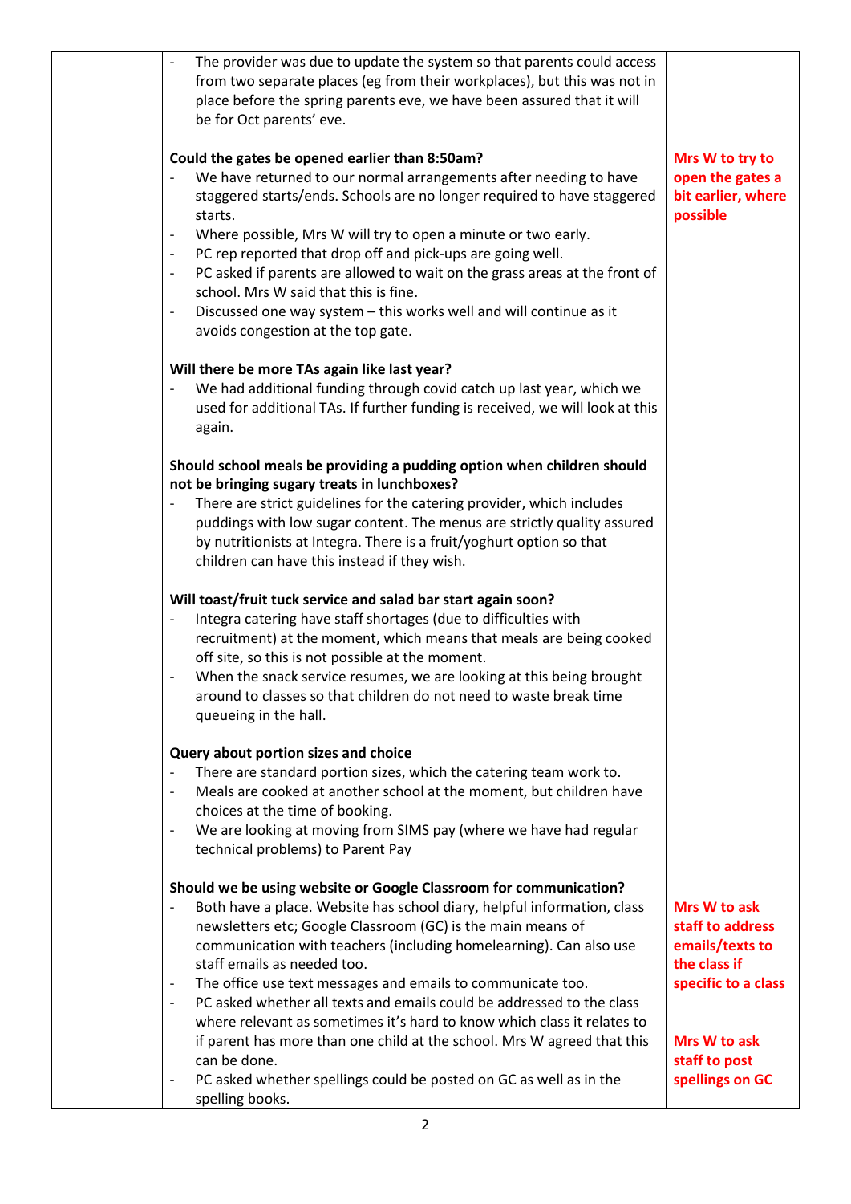| | | |
|---|---|---|
| | - The provider was due to update the system so that parents could access from two separate places (eg from their workplaces), but this was not in place before the spring parents eve, we have been assured that it will be for Oct parents' eve.<br><br>**Could the gates be opened earlier than 8:50am?**<br>- We have returned to our normal arrangements after needing to have staggered starts/ends. Schools are no longer required to have staggered starts.<br>- Where possible, Mrs W will try to open a minute or two early.<br>- PC rep reported that drop off and pick-ups are going well.<br>- PC asked if parents are allowed to wait on the grass areas at the front of school. Mrs W said that this is fine.<br>- Discussed one way system – this works well and will continue as it avoids congestion at the top gate.<br><br>**Will there be more TAs again like last year?**<br>- We had additional funding through covid catch up last year, which we used for additional TAs. If further funding is received, we will look at this again.<br><br>**Should school meals be providing a pudding option when children should not be bringing sugary treats in lunchboxes?**<br>- There are strict guidelines for the catering provider, which includes puddings with low sugar content. The menus are strictly quality assured by nutritionists at Integra. There is a fruit/yoghurt option so that children can have this instead if they wish.<br><br>**Will toast/fruit tuck service and salad bar start again soon?**<br>- Integra catering have staff shortages (due to difficulties with recruitment) at the moment, which means that meals are being cooked off site, so this is not possible at the moment.<br>- When the snack service resumes, we are looking at this being brought around to classes so that children do not need to waste break time queueing in the hall.<br><br>**Query about portion sizes and choice**<br>- There are standard portion sizes, which the catering team work to.<br>- Meals are cooked at another school at the moment, but children have choices at the time of booking.<br>- We are looking at moving from SIMS pay (where we have had regular technical problems) to Parent Pay<br><br>**Should we be using website or Google Classroom for communication?**<br>- Both have a place. Website has school diary, helpful information, class newsletters etc; Google Classroom (GC) is the main means of communication with teachers (including homelearning). Can also use staff emails as needed too.<br>- The office use text messages and emails to communicate too.<br>- PC asked whether all texts and emails could be addressed to the class where relevant as sometimes it's hard to know which class it relates to if parent has more than one child at the school. Mrs W agreed that this can be done.<br>- PC asked whether spellings could be posted on GC as well as in the spelling books. | **Mrs W to try to open the gates a bit earlier, where possible**<br><br>**Mrs W to ask staff to address emails/texts to the class if specific to a class**<br><br>**Mrs W to ask staff to post spellings on GC** |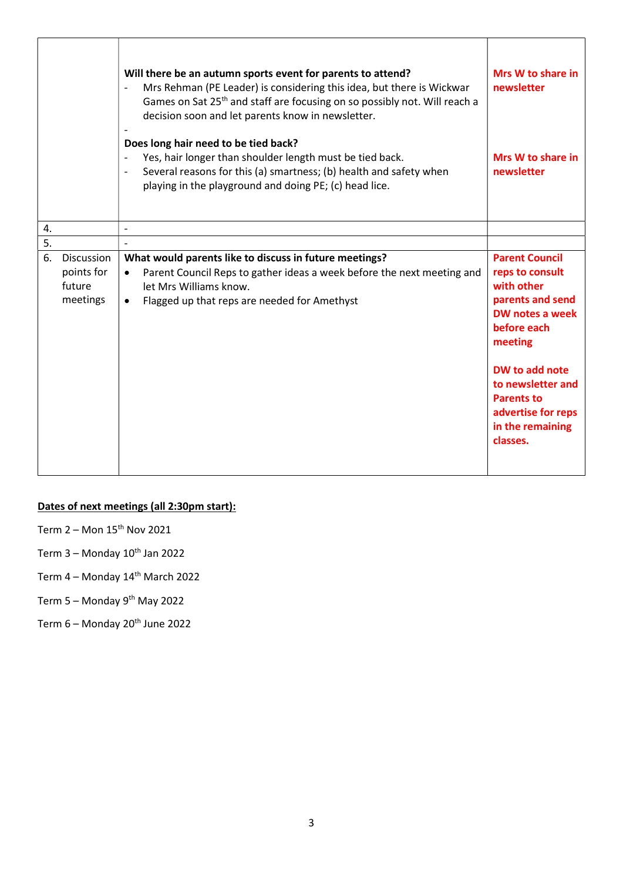| | | |
|---|---|---|
| | **Will there be an autumn sports event for parents to attend?**<br>- Mrs Rehman (PE Leader) is considering this idea, but there is Wickwar Games on Sat 25th and staff are focusing on so possibly not. Will reach a decision soon and let parents know in newsletter.<br>-<br>**Does long hair need to be tied back?**<br>- Yes, hair longer than shoulder length must be tied back.<br>- Several reasons for this (a) smartness; (b) health and safety when playing in the playground and doing PE; (c) head lice. | **Mrs W to share in newsletter**<br><br>**Mrs W to share in newsletter** |
| 4. | - | |
| 5. | - | |
| 6. Discussion points for future meetings | **What would parents like to discuss in future meetings?**<br>• Parent Council Reps to gather ideas a week before the next meeting and let Mrs Williams know.<br>• Flagged up that reps are needed for Amethyst | **Parent Council reps to consult with other parents and send DW notes a week before each meeting**<br><br>**DW to add note to newsletter and Parents to advertise for reps in the remaining classes.** |

**Dates of next meetings (all 2:30pm start):**

Term 2 – Mon 15th Nov 2021

Term 3 – Monday 10th Jan 2022

Term 4 – Monday 14th March 2022

Term 5 – Monday 9th May 2022

Term 6 – Monday 20th June 2022